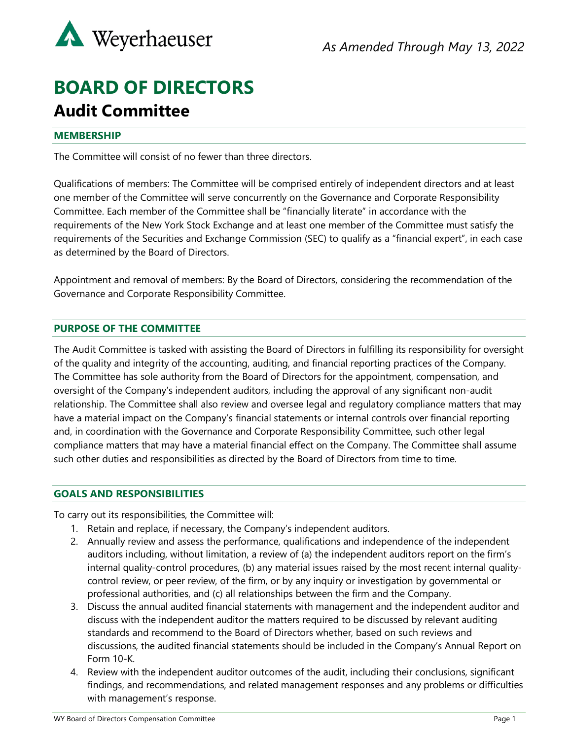*As Amended Through May 13, 2022*

# BOARD OF DIRECTORS

## Audit Committee

### MEMBERSHIP

The Committee will consist of no fewer than three directors.

Qualifications of members: The Committee will be comprised entirely of independent directors and at least one member of the Committee will serve concurrently on the Governance and Corporate Responsibility Committee. Each member of the Committee shall be "financially literate" in accordance with the requirements of the New York Stock Exchange and at least one member of the Committee must satisfy the requirements of the Securities and Exchange Commission (SEC) to qualify as a "financial expert", in each case as determined by the Board of Directors.

Appointment and removal of members: By the Board of Directors, considering the recommendation of the Governance and Corporate Responsibility Committee.

### PURPOSE OF THE COMMITTEE

The Audit Committee is tasked with assisting the Board of Directors in fulfilling its responsibility for oversight of the quality and integrity of the accounting, auditing, and financial reporting practices of the Company. The Committee has sole authority from the Board of Directors for the appointment, compensation, and oversight of the Company's independent auditors, including the approval of any significant non-audit relationship. The Committee shall also review and oversee legal and regulatory compliance matters that may have a material impact on the Company's financial statements or internal controls over financial reporting and, in coordination with the Governance and Corporate Responsibility Committee, such other legal compliance matters that may have a material financial effect on the Company. The Committee shall assume such other duties and responsibilities as directed by the Board of Directors from time to time.

### GOALS AND RESPONSIBILITIES

To carry out its responsibilities, the Committee will:

1. Retain and replace, if necessary, the Company's independent auditors.
2. Annually review and assess the performance, qualifications and independence of the independent auditors including, without limitation, a review of (a) the independent auditors report on the firm's internal quality-control procedures, (b) any material issues raised by the most recent internal quality-control review, or peer review, of the firm, or by any inquiry or investigation by governmental or professional authorities, and (c) all relationships between the firm and the Company.
3. Discuss the annual audited financial statements with management and the independent auditor and discuss with the independent auditor the matters required to be discussed by relevant auditing standards and recommend to the Board of Directors whether, based on such reviews and discussions, the audited financial statements should be included in the Company's Annual Report on Form 10-K.
4. Review with the independent auditor outcomes of the audit, including their conclusions, significant findings, and recommendations, and related management responses and any problems or difficulties with management's response.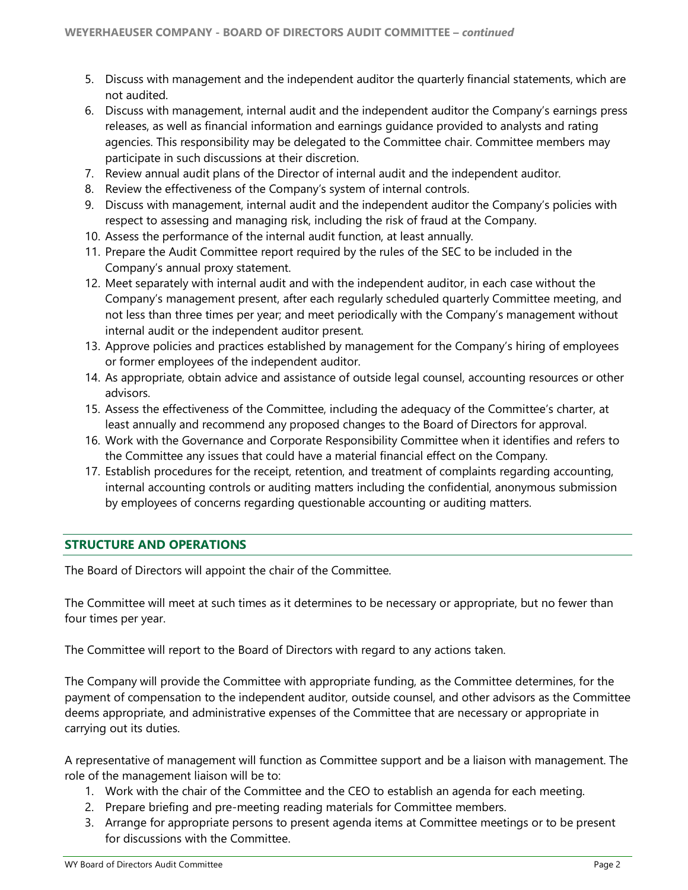5. Discuss with management and the independent auditor the quarterly financial statements, which are not audited.
6. Discuss with management, internal audit and the independent auditor the Company's earnings press releases, as well as financial information and earnings guidance provided to analysts and rating agencies. This responsibility may be delegated to the Committee chair. Committee members may participate in such discussions at their discretion.
7. Review annual audit plans of the Director of internal audit and the independent auditor.
8. Review the effectiveness of the Company's system of internal controls.
9. Discuss with management, internal audit and the independent auditor the Company's policies with respect to assessing and managing risk, including the risk of fraud at the Company.
10. Assess the performance of the internal audit function, at least annually.
11. Prepare the Audit Committee report required by the rules of the SEC to be included in the Company's annual proxy statement.
12. Meet separately with internal audit and with the independent auditor, in each case without the Company's management present, after each regularly scheduled quarterly Committee meeting, and not less than three times per year; and meet periodically with the Company's management without internal audit or the independent auditor present.
13. Approve policies and practices established by management for the Company's hiring of employees or former employees of the independent auditor.
14. As appropriate, obtain advice and assistance of outside legal counsel, accounting resources or other advisors.
15. Assess the effectiveness of the Committee, including the adequacy of the Committee's charter, at least annually and recommend any proposed changes to the Board of Directors for approval.
16. Work with the Governance and Corporate Responsibility Committee when it identifies and refers to the Committee any issues that could have a material financial effect on the Company.
17. Establish procedures for the receipt, retention, and treatment of complaints regarding accounting, internal accounting controls or auditing matters including the confidential, anonymous submission by employees of concerns regarding questionable accounting or auditing matters.

## STRUCTURE AND OPERATIONS

The Board of Directors will appoint the chair of the Committee.

The Committee will meet at such times as it determines to be necessary or appropriate, but no fewer than four times per year.

The Committee will report to the Board of Directors with regard to any actions taken.

The Company will provide the Committee with appropriate funding, as the Committee determines, for the payment of compensation to the independent auditor, outside counsel, and other advisors as the Committee deems appropriate, and administrative expenses of the Committee that are necessary or appropriate in carrying out its duties.

A representative of management will function as Committee support and be a liaison with management. The role of the management liaison will be to:

1. Work with the chair of the Committee and the CEO to establish an agenda for each meeting.
2. Prepare briefing and pre-meeting reading materials for Committee members.
3. Arrange for appropriate persons to present agenda items at Committee meetings or to be present for discussions with the Committee.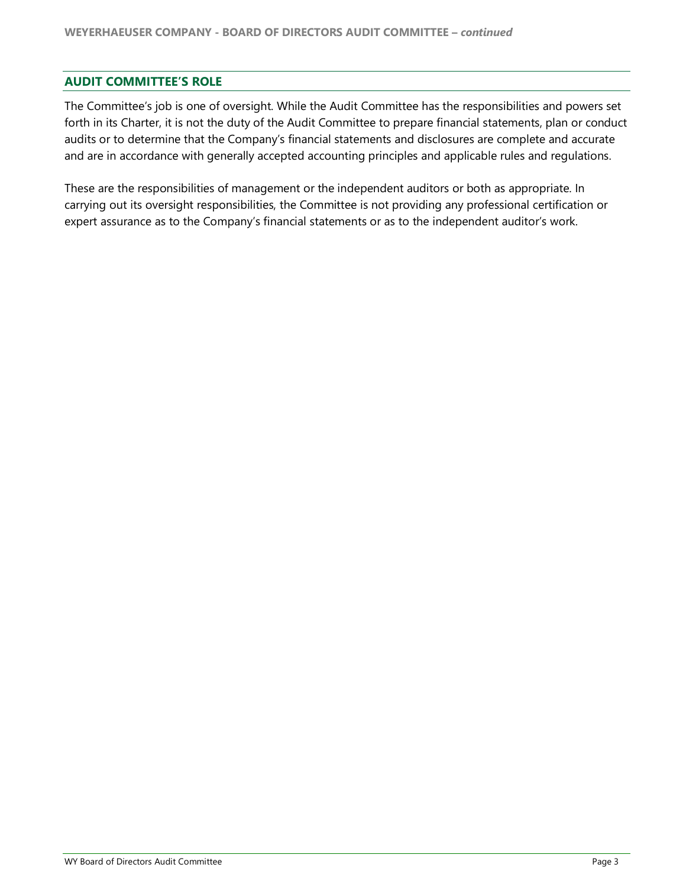## AUDIT COMMITTEE'S ROLE

The Committee's job is one of oversight. While the Audit Committee has the responsibilities and powers set forth in its Charter, it is not the duty of the Audit Committee to prepare financial statements, plan or conduct audits or to determine that the Company's financial statements and disclosures are complete and accurate and are in accordance with generally accepted accounting principles and applicable rules and regulations.

These are the responsibilities of management or the independent auditors or both as appropriate. In carrying out its oversight responsibilities, the Committee is not providing any professional certification or expert assurance as to the Company's financial statements or as to the independent auditor's work.